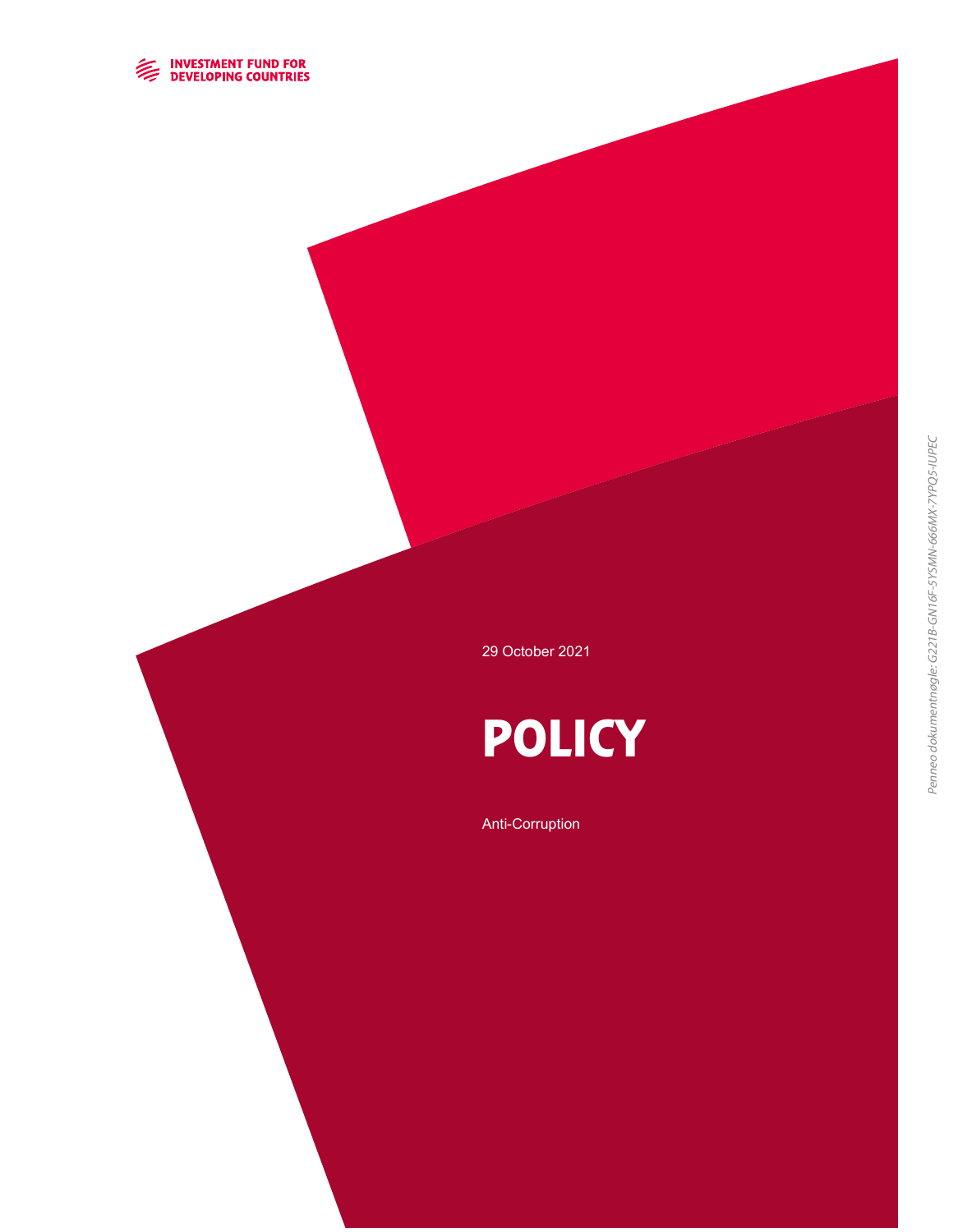INVESTMENT FUND FOR DEVELOPING COUNTRIES

29 October 2021

# POLICY

Anti-Corruption

*Penneo dokumentnøgle: G221B-GN16F-5YSMN-666MX-7YPQ5-IUPEC*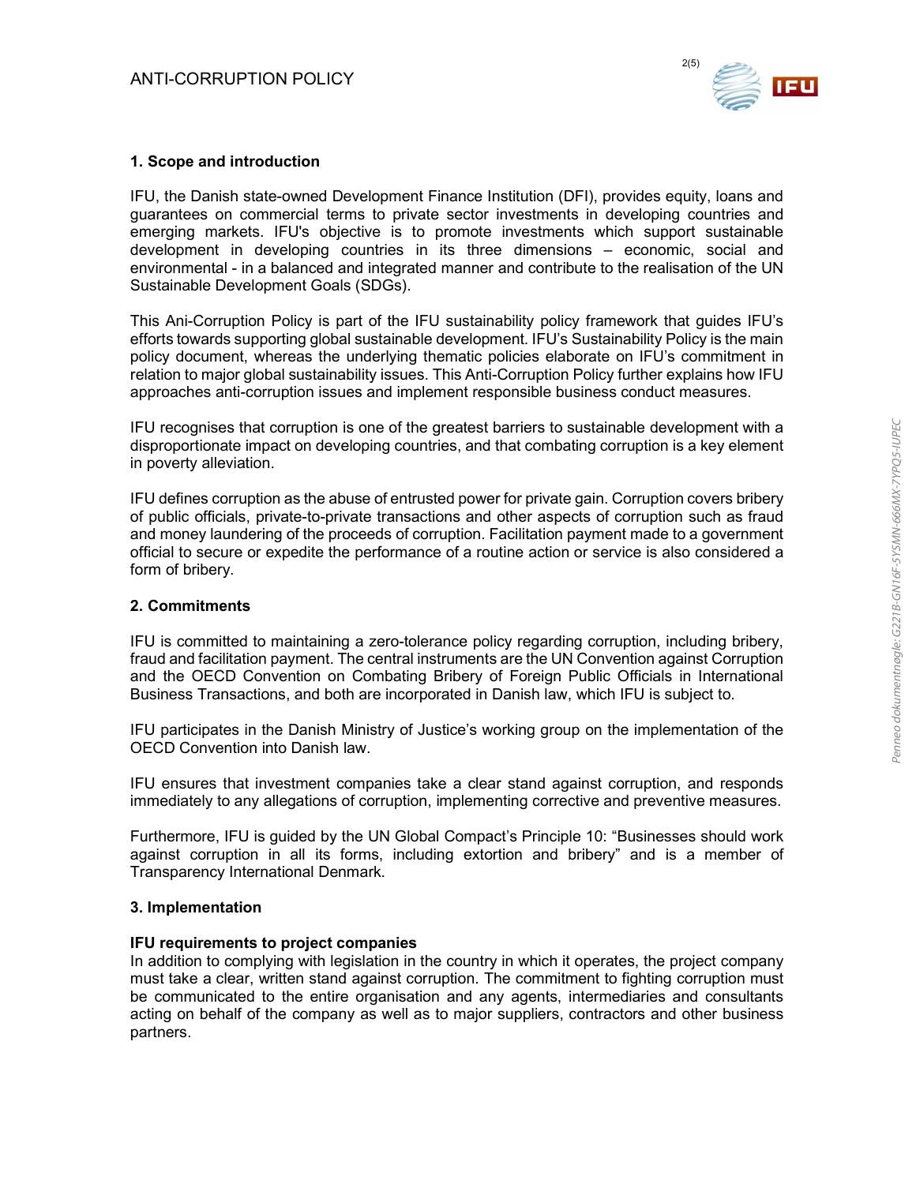## 1. Scope and introduction

IFU, the Danish state-owned Development Finance Institution (DFI), provides equity, loans and guarantees on commercial terms to private sector investments in developing countries and emerging markets. IFU's objective is to promote investments which support sustainable development in developing countries in its three dimensions – economic, social and environmental - in a balanced and integrated manner and contribute to the realisation of the UN Sustainable Development Goals (SDGs).

This Ani-Corruption Policy is part of the IFU sustainability policy framework that guides IFU's efforts towards supporting global sustainable development. IFU's Sustainability Policy is the main policy document, whereas the underlying thematic policies elaborate on IFU's commitment in relation to major global sustainability issues. This Anti-Corruption Policy further explains how IFU approaches anti-corruption issues and implement responsible business conduct measures.

IFU recognises that corruption is one of the greatest barriers to sustainable development with a disproportionate impact on developing countries, and that combating corruption is a key element in poverty alleviation.

IFU defines corruption as the abuse of entrusted power for private gain. Corruption covers bribery of public officials, private-to-private transactions and other aspects of corruption such as fraud and money laundering of the proceeds of corruption. Facilitation payment made to a government official to secure or expedite the performance of a routine action or service is also considered a form of bribery.

## 2. Commitments

IFU is committed to maintaining a zero-tolerance policy regarding corruption, including bribery, fraud and facilitation payment. The central instruments are the UN Convention against Corruption and the OECD Convention on Combating Bribery of Foreign Public Officials in International Business Transactions, and both are incorporated in Danish law, which IFU is subject to.

IFU participates in the Danish Ministry of Justice's working group on the implementation of the OECD Convention into Danish law.

IFU ensures that investment companies take a clear stand against corruption, and responds immediately to any allegations of corruption, implementing corrective and preventive measures.

Furthermore, IFU is guided by the UN Global Compact's Principle 10: "Businesses should work against corruption in all its forms, including extortion and bribery" and is a member of Transparency International Denmark.

## 3. Implementation

**IFU requirements to project companies**

In addition to complying with legislation in the country in which it operates, the project company must take a clear, written stand against corruption. The commitment to fighting corruption must be communicated to the entire organisation and any agents, intermediaries and consultants acting on behalf of the company as well as to major suppliers, contractors and other business partners.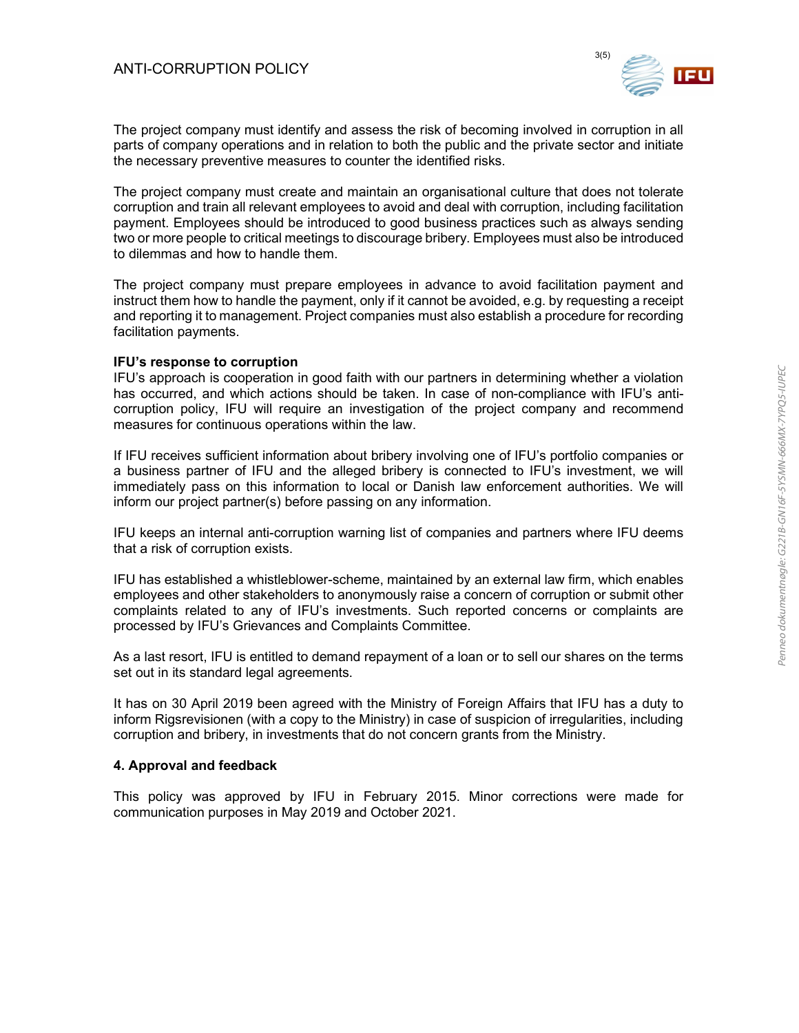The project company must identify and assess the risk of becoming involved in corruption in all parts of company operations and in relation to both the public and the private sector and initiate the necessary preventive measures to counter the identified risks.

The project company must create and maintain an organisational culture that does not tolerate corruption and train all relevant employees to avoid and deal with corruption, including facilitation payment. Employees should be introduced to good business practices such as always sending two or more people to critical meetings to discourage bribery. Employees must also be introduced to dilemmas and how to handle them.

The project company must prepare employees in advance to avoid facilitation payment and instruct them how to handle the payment, only if it cannot be avoided, e.g. by requesting a receipt and reporting it to management. Project companies must also establish a procedure for recording facilitation payments.

**IFU's response to corruption**

IFU's approach is cooperation in good faith with our partners in determining whether a violation has occurred, and which actions should be taken. In case of non-compliance with IFU's anti-corruption policy, IFU will require an investigation of the project company and recommend measures for continuous operations within the law.

If IFU receives sufficient information about bribery involving one of IFU's portfolio companies or a business partner of IFU and the alleged bribery is connected to IFU's investment, we will immediately pass on this information to local or Danish law enforcement authorities. We will inform our project partner(s) before passing on any information.

IFU keeps an internal anti-corruption warning list of companies and partners where IFU deems that a risk of corruption exists.

IFU has established a whistleblower-scheme, maintained by an external law firm, which enables employees and other stakeholders to anonymously raise a concern of corruption or submit other complaints related to any of IFU's investments. Such reported concerns or complaints are processed by IFU's Grievances and Complaints Committee.

As a last resort, IFU is entitled to demand repayment of a loan or to sell our shares on the terms set out in its standard legal agreements.

It has on 30 April 2019 been agreed with the Ministry of Foreign Affairs that IFU has a duty to inform Rigsrevisionen (with a copy to the Ministry) in case of suspicion of irregularities, including corruption and bribery, in investments that do not concern grants from the Ministry.

## 4. Approval and feedback

This policy was approved by IFU in February 2015. Minor corrections were made for communication purposes in May 2019 and October 2021.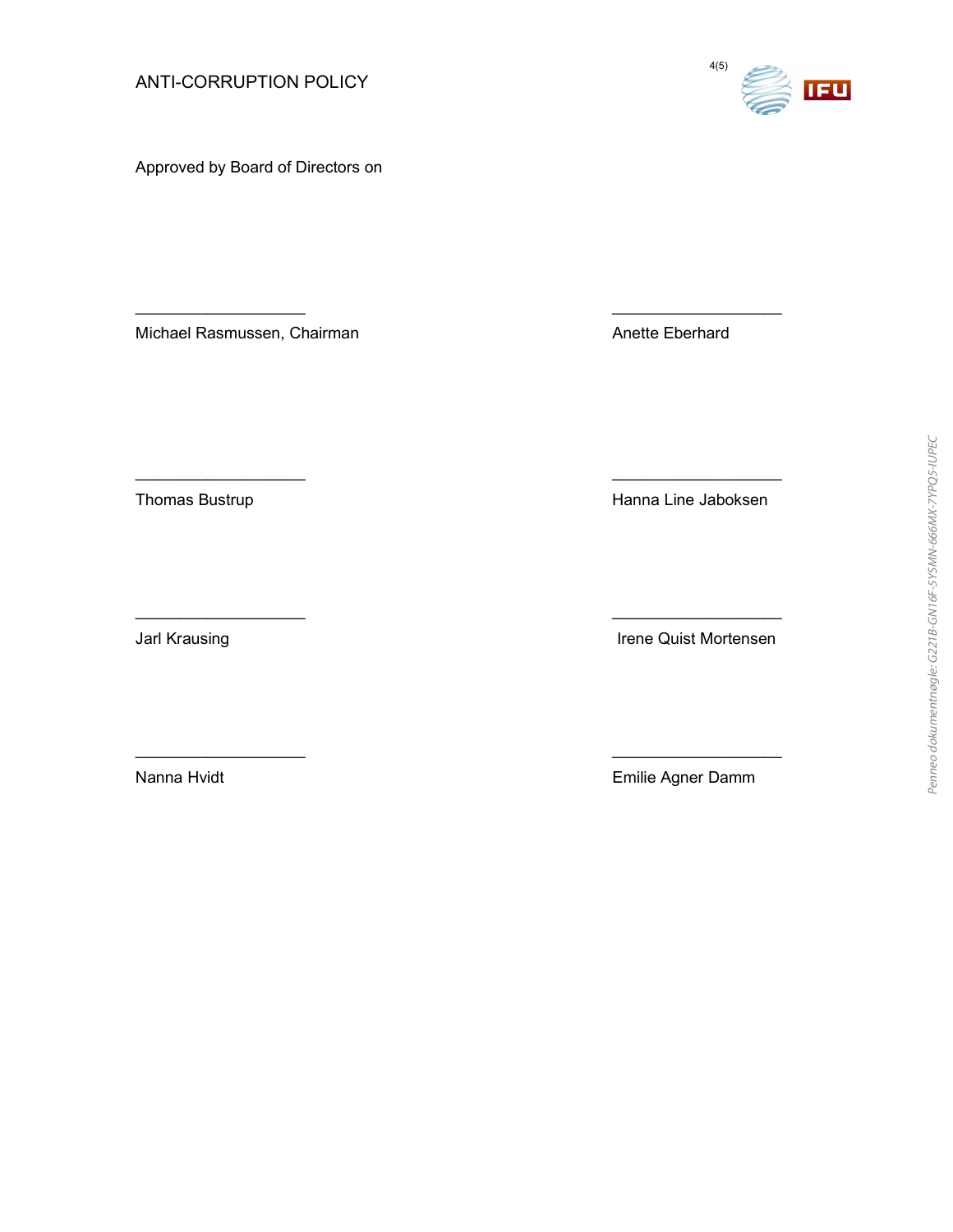Approved by Board of Directors on

___________________

Michael Rasmussen, Chairman

___________________

Anette Eberhard

___________________

Thomas Bustrup

___________________

Hanna Line Jaboksen

___________________

Jarl Krausing

___________________

Irene Quist Mortensen

___________________

Nanna Hvidt

___________________

Emilie Agner Damm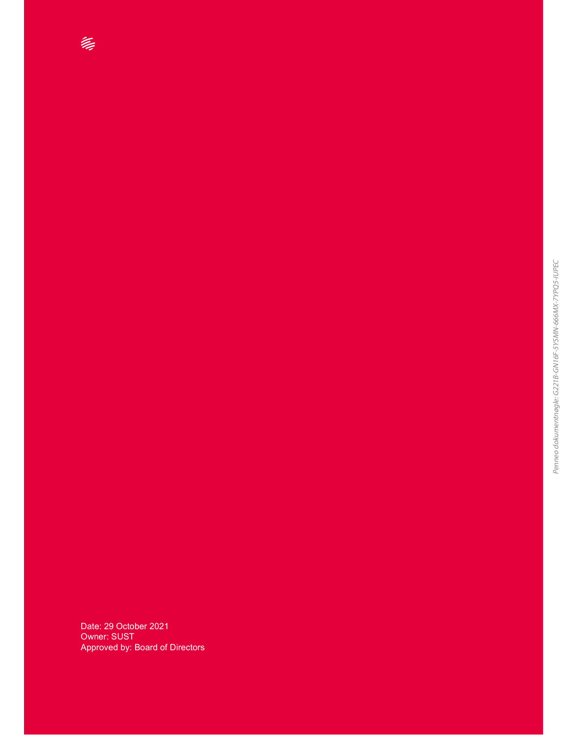Date: 29 October 2021
Owner: SUST
Approved by: Board of Directors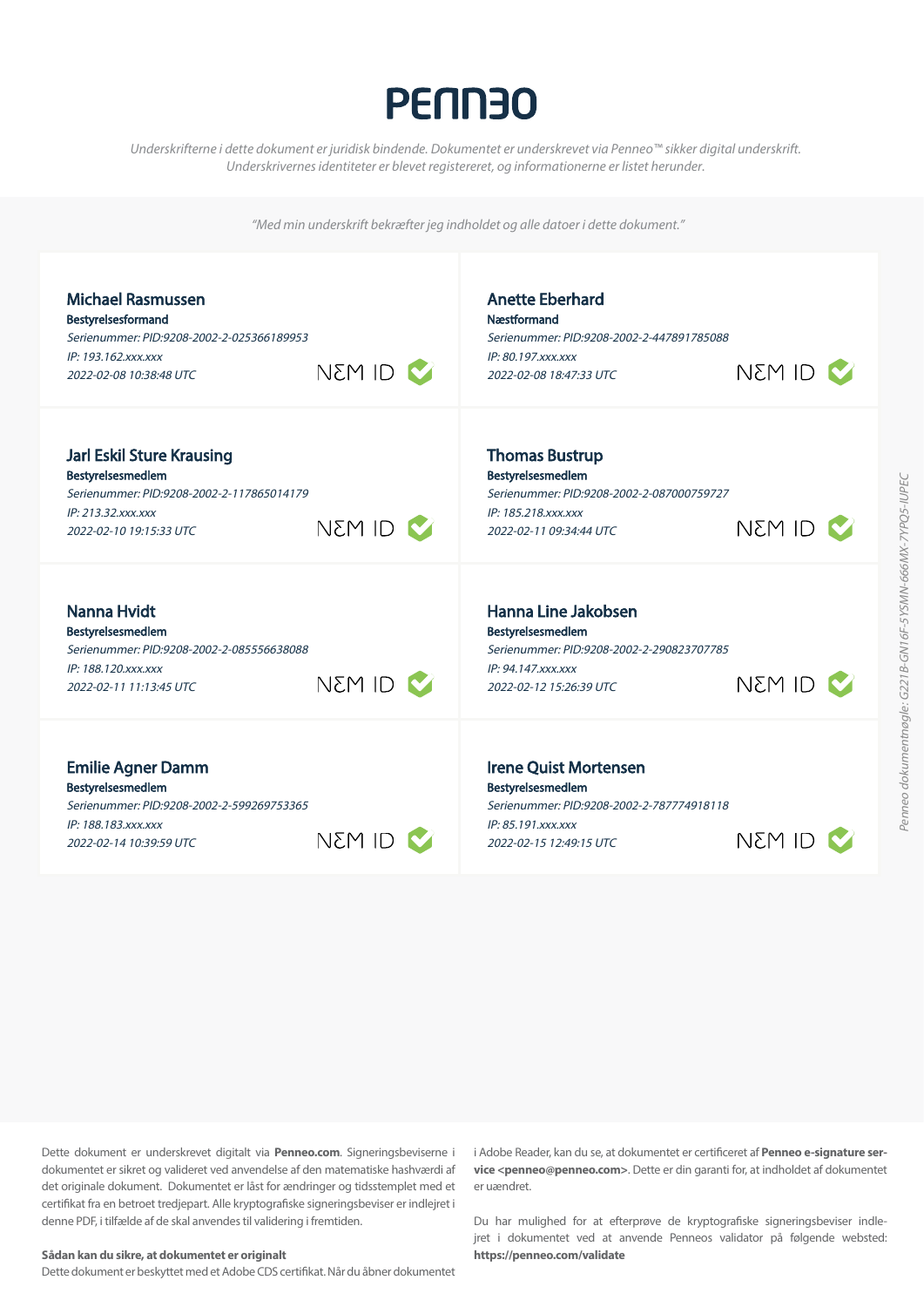# PENNEO

*Underskrifterne i dette dokument er juridisk bindende. Dokumentet er underskrevet via Penneo™ sikker digital underskrift. Underskrivernes identiteter er blevet registereret, og informationerne er listet herunder.*

*"Med min underskrift bekræfter jeg indholdet og alle datoer i dette dokument."*

**Michael Rasmussen**
**Bestyrelsesformand**
*Serienummer: PID:9208-2002-2-025366189953*
*IP: 193.162.xxx.xxx*
*2022-02-08 10:38:48 UTC*
NEM ID

**Anette Eberhard**
**Næstformand**
*Serienummer: PID:9208-2002-2-447891785088*
*IP: 80.197.xxx.xxx*
*2022-02-08 18:47:33 UTC*
NEM ID

**Jarl Eskil Sture Krausing**
**Bestyrelsesmedlem**
*Serienummer: PID:9208-2002-2-117865014179*
*IP: 213.32.xxx.xxx*
*2022-02-10 19:15:33 UTC*
NEM ID

**Thomas Bustrup**
**Bestyrelsesmedlem**
*Serienummer: PID:9208-2002-2-087000759727*
*IP: 185.218.xxx.xxx*
*2022-02-11 09:34:44 UTC*
NEM ID

**Nanna Hvidt**
**Bestyrelsesmedlem**
*Serienummer: PID:9208-2002-2-085556638088*
*IP: 188.120.xxx.xxx*
*2022-02-11 11:13:45 UTC*
NEM ID

**Hanna Line Jakobsen**
**Bestyrelsesmedlem**
*Serienummer: PID:9208-2002-2-290823707785*
*IP: 94.147.xxx.xxx*
*2022-02-12 15:26:39 UTC*
NEM ID

**Emilie Agner Damm**
**Bestyrelsesmedlem**
*Serienummer: PID:9208-2002-2-599269753365*
*IP: 188.183.xxx.xxx*
*2022-02-14 10:39:59 UTC*
NEM ID

**Irene Quist Mortensen**
**Bestyrelsesmedlem**
*Serienummer: PID:9208-2002-2-787774918118*
*IP: 85.191.xxx.xxx*
*2022-02-15 12:49:15 UTC*
NEM ID

*Penneo dokumentnøgle: G221B-GN16F-5YSMN-666MX-7YPQS-IUPEC*

Dette dokument er underskrevet digitalt via **Penneo.com**. Signeringsbeviserne i dokumentet er sikret og valideret ved anvendelse af den matematiske hashværdi af det originale dokument. Dokumentet er låst for ændringer og tidsstemplet med et certifikat fra en betroet tredjepart. Alle kryptografiske signeringsbeviser er indlejret i denne PDF, i tilfælde af de skal anvendes til validering i fremtiden.

**Sådan kan du sikre, at dokumentet er originalt**
Dette dokument er beskyttet med et Adobe CDS certifikat. Når du åbner dokumentet i Adobe Reader, kan du se, at dokumentet er certificeret af **Penneo e-signature service <penneo@penneo.com>**. Dette er din garanti for, at indholdet af dokumentet er uændret.

Du har mulighed for at efterprøve de kryptografiske signeringsbeviser indlejret i dokumentet ved at anvende Penneos validator på følgende websted: **https://penneo.com/validate**